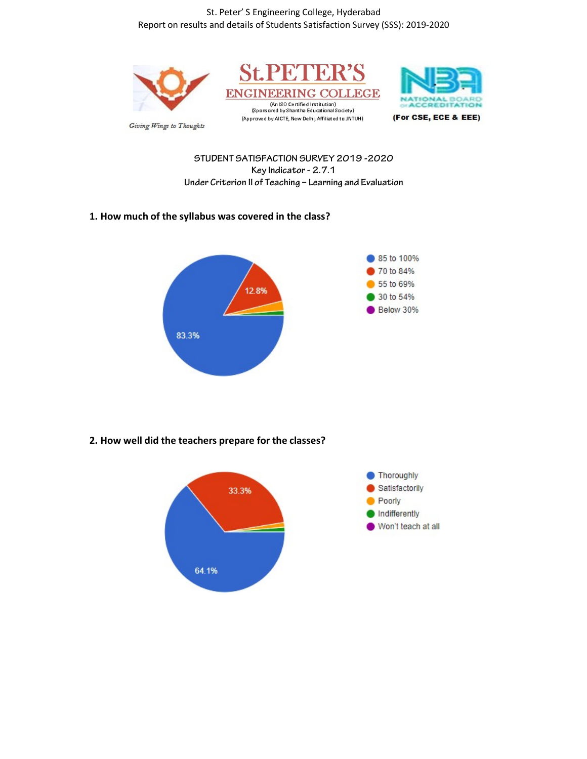St. Peter' S Engineering College, Hyderabad
Report on results and details of Students Satisfaction Survey (SSS): 2019-2020

St.PETER'S ENGINEERING COLLEGE
(An ISO Certified Institution)
(Sponsored by Shantha Educational Society)
(Approved by AICTE, New Delhi, Affiliated to JNTUH)

*Giving Wings to Thoughts*

NATIONAL BOARD OF ACCREDITATION
(For CSE, ECE & EEE)

## STUDENT SATISFACTION SURVEY 2019 -2020
### Key Indicator - 2.7.1
### Under Criterion II of Teaching – Learning and Evaluation

**1. How much of the syllabus was covered in the class?**

- 85 to 100%
- 70 to 84%
- 55 to 69%
- 30 to 54%
- Below 30%

83.3%
12.8%

**2. How well did the teachers prepare for the classes?**

- Thoroughly
- Satisfactorily
- Poorly
- Indifferently
- Won't teach at all

64.1%
33.3%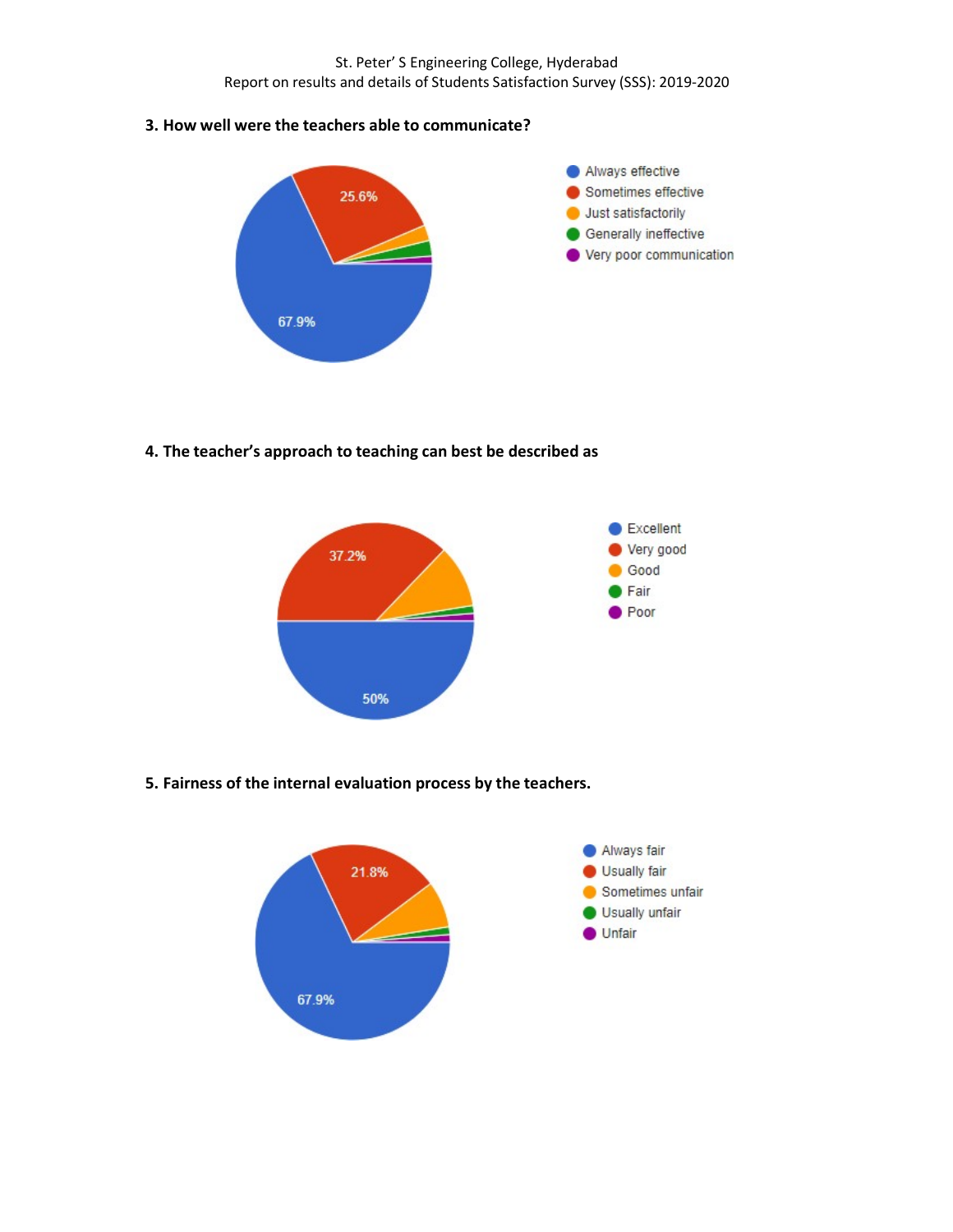**3. How well were the teachers able to communicate?**

- Always effective: 67.9%
- Sometimes effective: 25.6%
- Just satisfactorily
- Generally ineffective
- Very poor communication

**4. The teacher's approach to teaching can best be described as**

- Excellent: 50%
- Very good: 37.2%
- Good
- Fair
- Poor

**5. Fairness of the internal evaluation process by the teachers.**

- Always fair: 67.9%
- Usually fair: 21.8%
- Sometimes unfair
- Usually unfair
- Unfair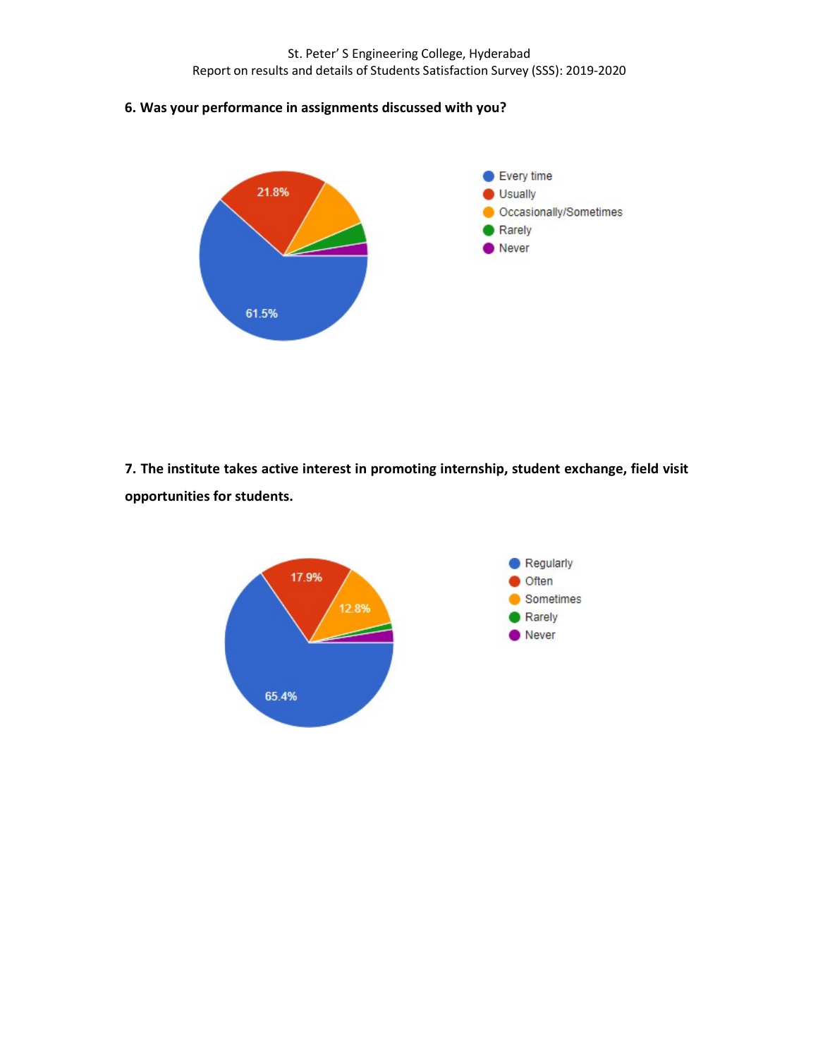**6. Was your performance in assignments discussed with you?**

- Every time: 61.5%
- Usually: 21.8%
- Occasionally/Sometimes
- Rarely
- Never

**7. The institute takes active interest in promoting internship, student exchange, field visit opportunities for students.**

- Regularly: 65.4%
- Often: 17.9%
- Sometimes: 12.8%
- Rarely
- Never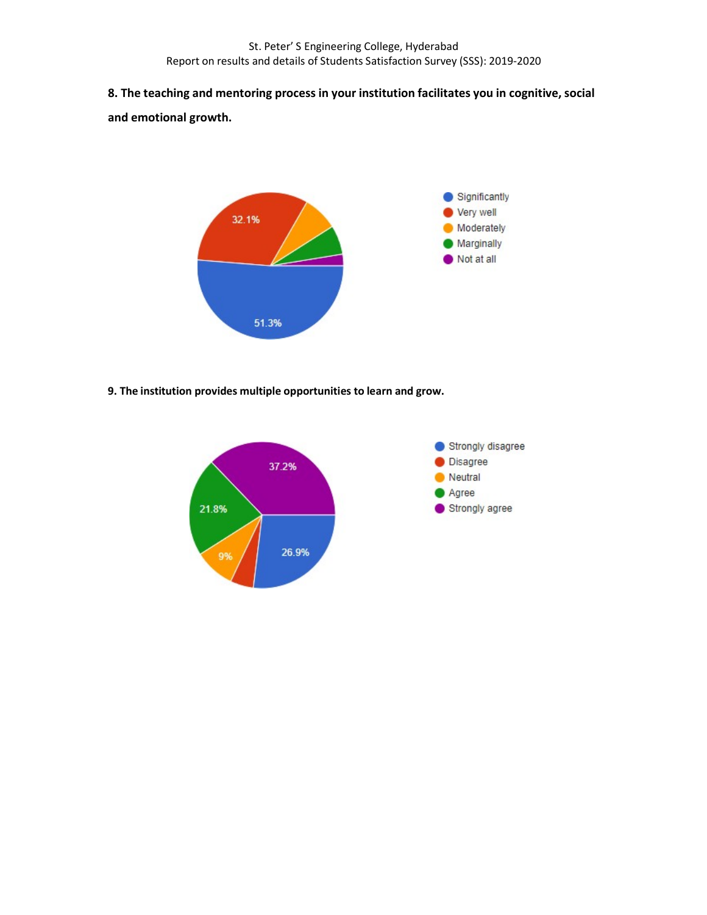**8. The teaching and mentoring process in your institution facilitates you in cognitive, social and emotional growth.**

- Significantly: 51.3%
- Very well: 32.1%
- Moderately
- Marginally
- Not at all

**9. The institution provides multiple opportunities to learn and grow.**

- Strongly disagree: 26.9%
- Disagree
- Neutral: 9%
- Agree: 21.8%
- Strongly agree: 37.2%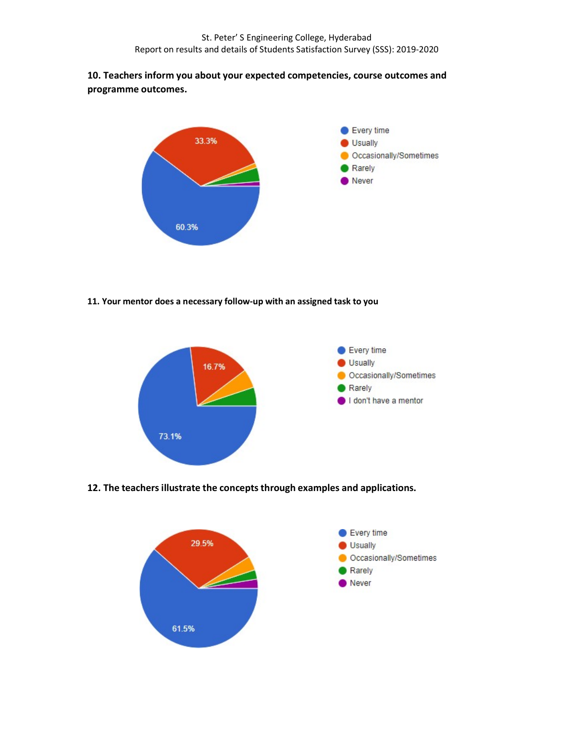**10. Teachers inform you about your expected competencies, course outcomes and programme outcomes.**

- Every time
- Usually
- Occasionally/Sometimes
- Rarely
- Never

60.3%

33.3%

**11. Your mentor does a necessary follow-up with an assigned task to you**

- Every time
- Usually
- Occasionally/Sometimes
- Rarely
- I don't have a mentor

73.1%

16.7%

**12. The teachers illustrate the concepts through examples and applications.**

- Every time
- Usually
- Occasionally/Sometimes
- Rarely
- Never

61.5%

29.5%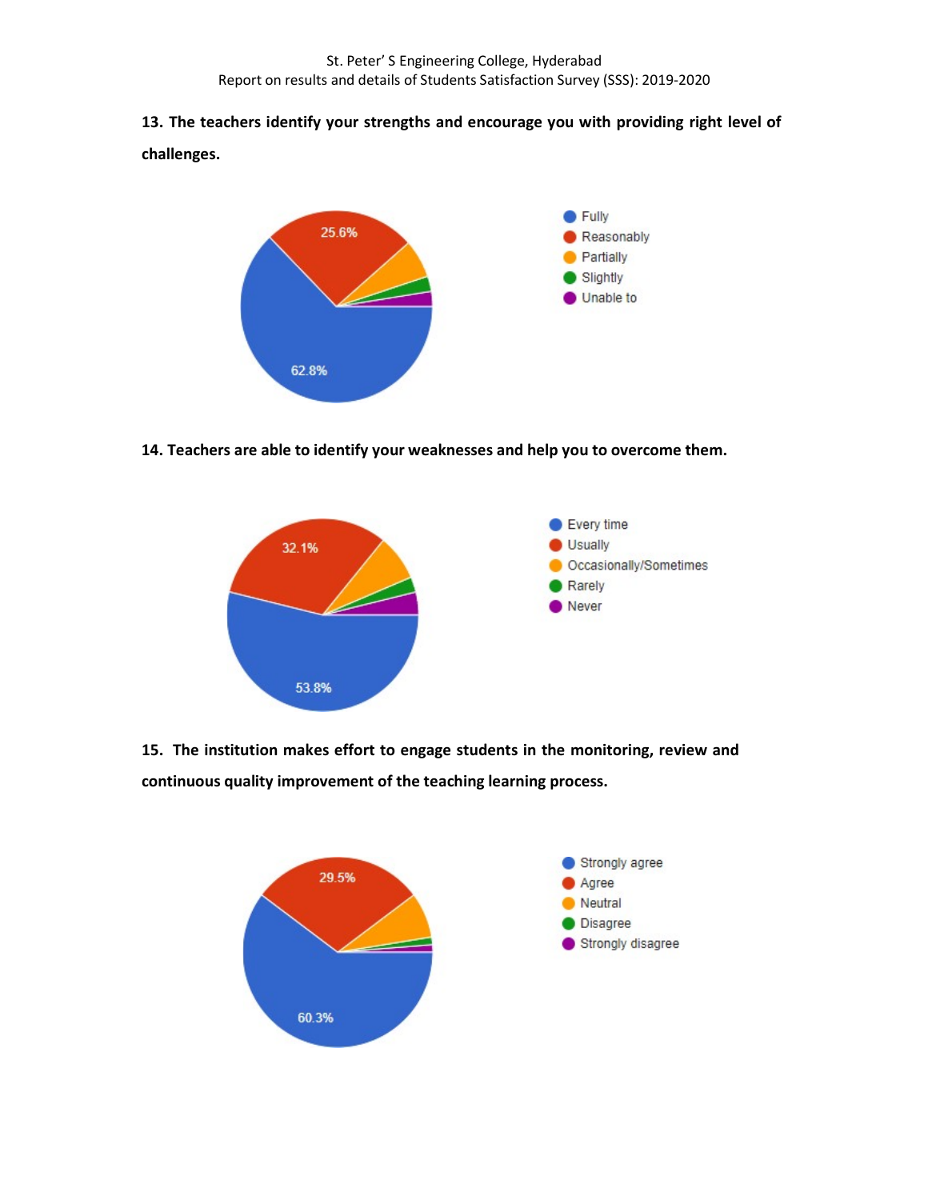**13. The teachers identify your strengths and encourage you with providing right level of challenges.**

- Fully: 62.8%
- Reasonably: 25.6%
- Partially
- Slightly
- Unable to

**14. Teachers are able to identify your weaknesses and help you to overcome them.**

- Every time: 53.8%
- Usually: 32.1%
- Occasionally/Sometimes
- Rarely
- Never

**15. The institution makes effort to engage students in the monitoring, review and continuous quality improvement of the teaching learning process.**

- Strongly agree: 60.3%
- Agree: 29.5%
- Neutral
- Disagree
- Strongly disagree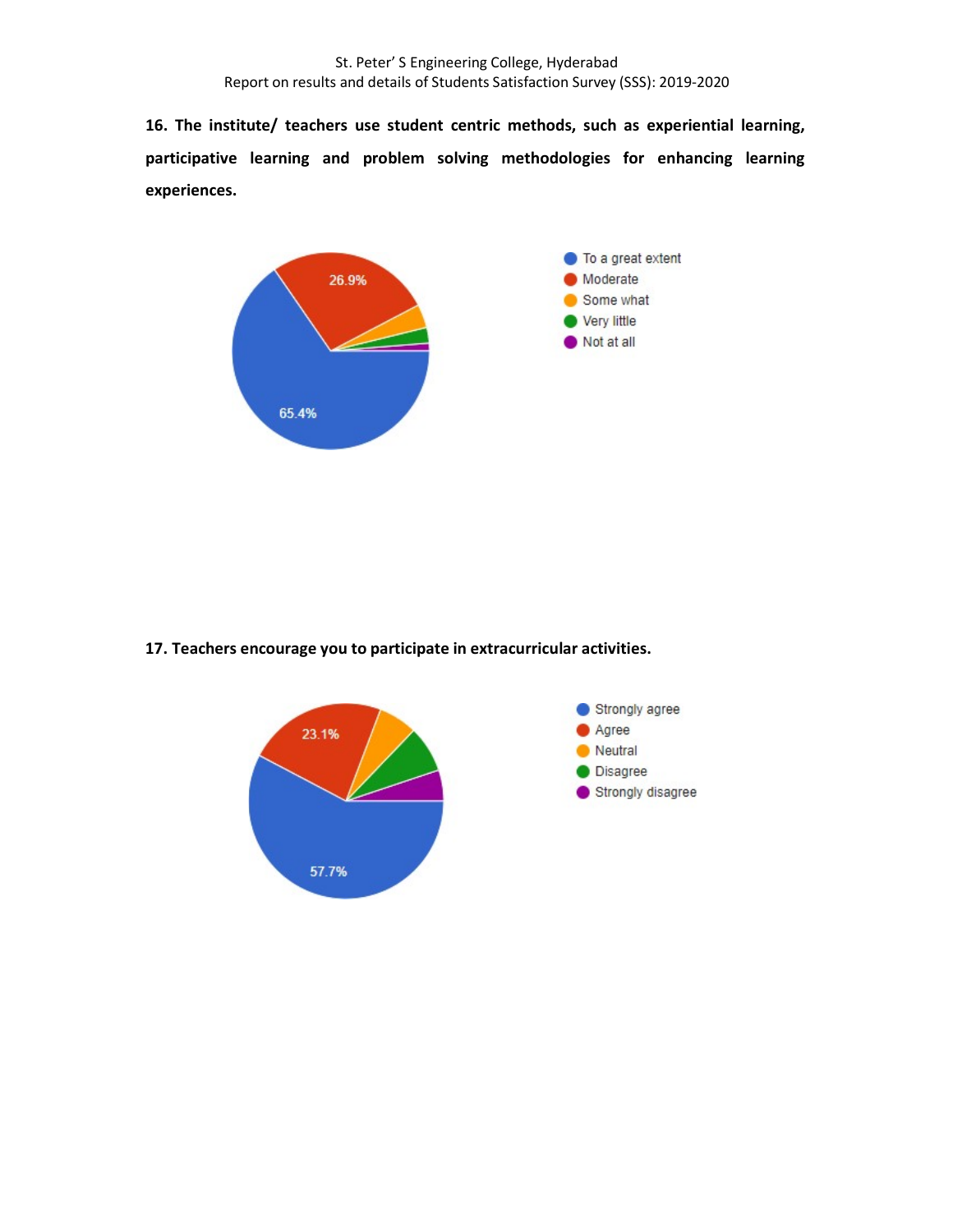**16. The institute/ teachers use student centric methods, such as experiential learning, participative learning and problem solving methodologies for enhancing learning experiences.**

- To a great extent: 65.4%
- Moderate: 26.9%
- Some what
- Very little
- Not at all

**17. Teachers encourage you to participate in extracurricular activities.**

- Strongly agree: 57.7%
- Agree: 23.1%
- Neutral
- Disagree
- Strongly disagree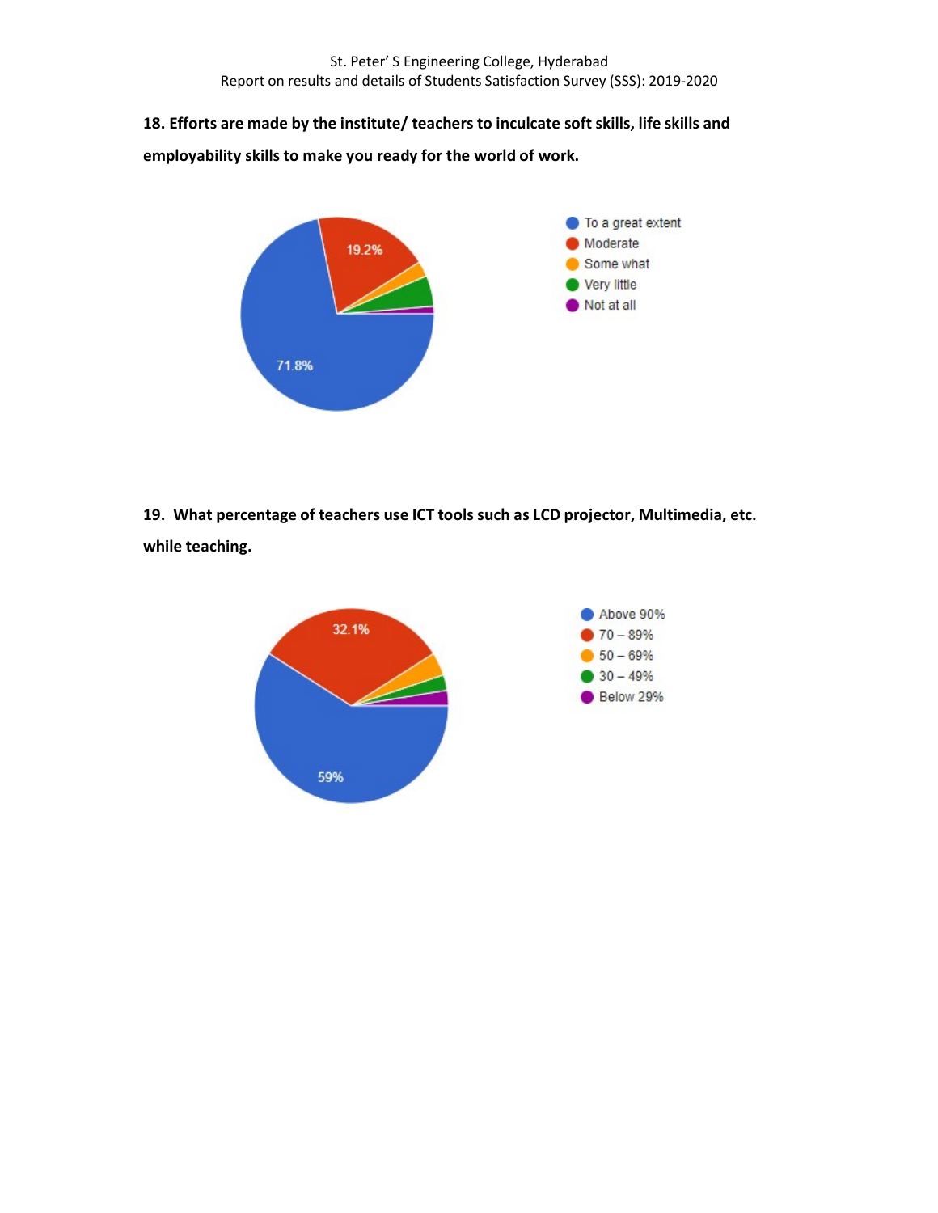**18. Efforts are made by the institute/ teachers to inculcate soft skills, life skills and employability skills to make you ready for the world of work.**

- To a great extent: 71.8%
- Moderate: 19.2%
- Some what
- Very little
- Not at all

**19. What percentage of teachers use ICT tools such as LCD projector, Multimedia, etc. while teaching.**

- Above 90%: 59%
- 70 – 89%: 32.1%
- 50 – 69%
- 30 – 49%
- Below 29%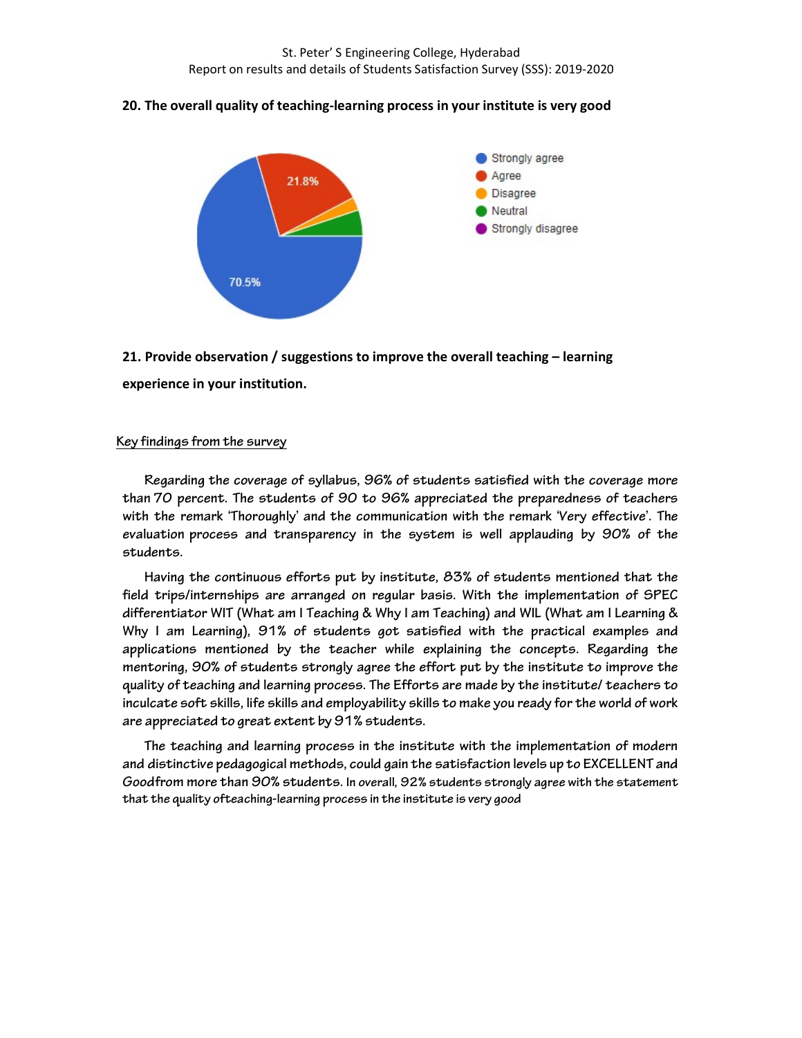## 20. The overall quality of teaching-learning process in your institute is very good

21.8%

70.5%

Strongly agree
Agree
Disagree
Neutral
Strongly disagree

## 21. Provide observation / suggestions to improve the overall teaching – learning experience in your institution.

Key findings from the survey

Regarding the coverage of syllabus, 96% of students satisfied with the coverage more than 70 percent. The students of 90 to 96% appreciated the preparedness of teachers with the remark 'Thoroughly' and the communication with the remark 'Very effective'. The evaluation process and transparency in the system is well applauding by 90% of the students.

Having the continuous efforts put by institute, 83% of students mentioned that the field trips/internships are arranged on regular basis. With the implementation of SPEC differentiator WIT (What am I Teaching & Why I am Teaching) and WIL (What am I Learning & Why I am Learning), 91% of students got satisfied with the practical examples and applications mentioned by the teacher while explaining the concepts. Regarding the mentoring, 90% of students strongly agree the effort put by the institute to improve the quality of teaching and learning process. The Efforts are made by the institute/ teachers to inculcate soft skills, life skills and employability skills to make you ready for the world of work are appreciated to great extent by 91% students.

The teaching and learning process in the institute with the implementation of modern and distinctive pedagogical methods, could gain the satisfaction levels up to EXCELLENT and Goodfrom more than 90% students. In overall, 92% students strongly agree with the statement that the quality ofteaching-learning process in the institute is very good